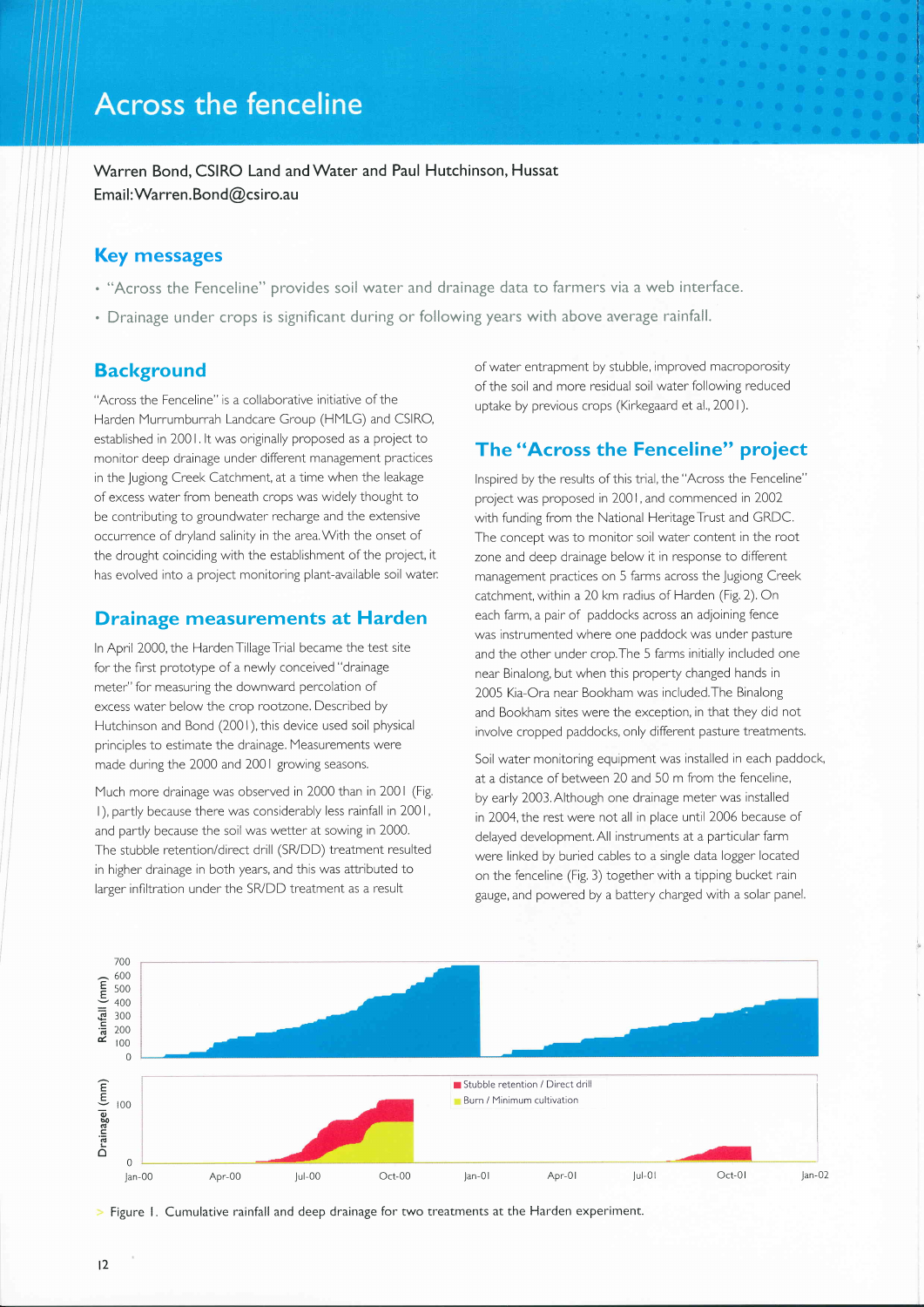# Across the fenceline

Warren Bond, CSIRO Land and Water and Paul Hutchinson, Hussat
Email: Warren.Bond@csiro.au

## Key messages

- "Across the Fenceline" provides soil water and drainage data to farmers via a web interface.
- Drainage under crops is significant during or following years with above average rainfall.

## Background

"Across the Fenceline" is a collaborative initiative of the Harden Murrumburrah Landcare Group (HMLG) and CSIRO, established in 2001. It was originally proposed as a project to monitor deep drainage under different management practices in the Jugiong Creek Catchment, at a time when the leakage of excess water from beneath crops was widely thought to be contributing to groundwater recharge and the extensive occurrence of dryland salinity in the area. With the onset of the drought coinciding with the establishment of the project, it has evolved into a project monitoring plant-available soil water.

## Drainage measurements at Harden

In April 2000, the Harden Tillage Trial became the test site for the first prototype of a newly conceived "drainage meter" for measuring the downward percolation of excess water below the crop rootzone. Described by Hutchinson and Bond (2001), this device used soil physical principles to estimate the drainage. Measurements were made during the 2000 and 2001 growing seasons.

Much more drainage was observed in 2000 than in 2001 (Fig. 1), partly because there was considerably less rainfall in 2001, and partly because the soil was wetter at sowing in 2000. The stubble retention/direct drill (SR/DD) treatment resulted in higher drainage in both years, and this was attributed to larger infiltration under the SR/DD treatment as a result of water entrapment by stubble, improved macroporosity of the soil and more residual soil water following reduced uptake by previous crops (Kirkegaard et al., 2001).

## The "Across the Fenceline" project

Inspired by the results of this trial, the "Across the Fenceline" project was proposed in 2001, and commenced in 2002 with funding from the National Heritage Trust and GRDC. The concept was to monitor soil water content in the root zone and deep drainage below it in response to different management practices on 5 farms across the Jugiong Creek catchment, within a 20 km radius of Harden (Fig. 2). On each farm, a pair of paddocks across an adjoining fence was instrumented where one paddock was under pasture and the other under crop. The 5 farms initially included one near Binalong, but when this property changed hands in 2005 Kia-Ora near Bookham was included. The Binalong and Bookham sites were the exception, in that they did not involve cropped paddocks, only different pasture treatments.

Soil water monitoring equipment was installed in each paddock, at a distance of between 20 and 50 m from the fenceline, by early 2003. Although one drainage meter was installed in 2004, the rest were not all in place until 2006 because of delayed development. All instruments at a particular farm were linked by buried cables to a single data logger located on the fenceline (Fig. 3) together with a tipping bucket rain gauge, and powered by a battery charged with a solar panel.

> Figure 1. Cumulative rainfall and deep drainage for two treatments at the Harden experiment.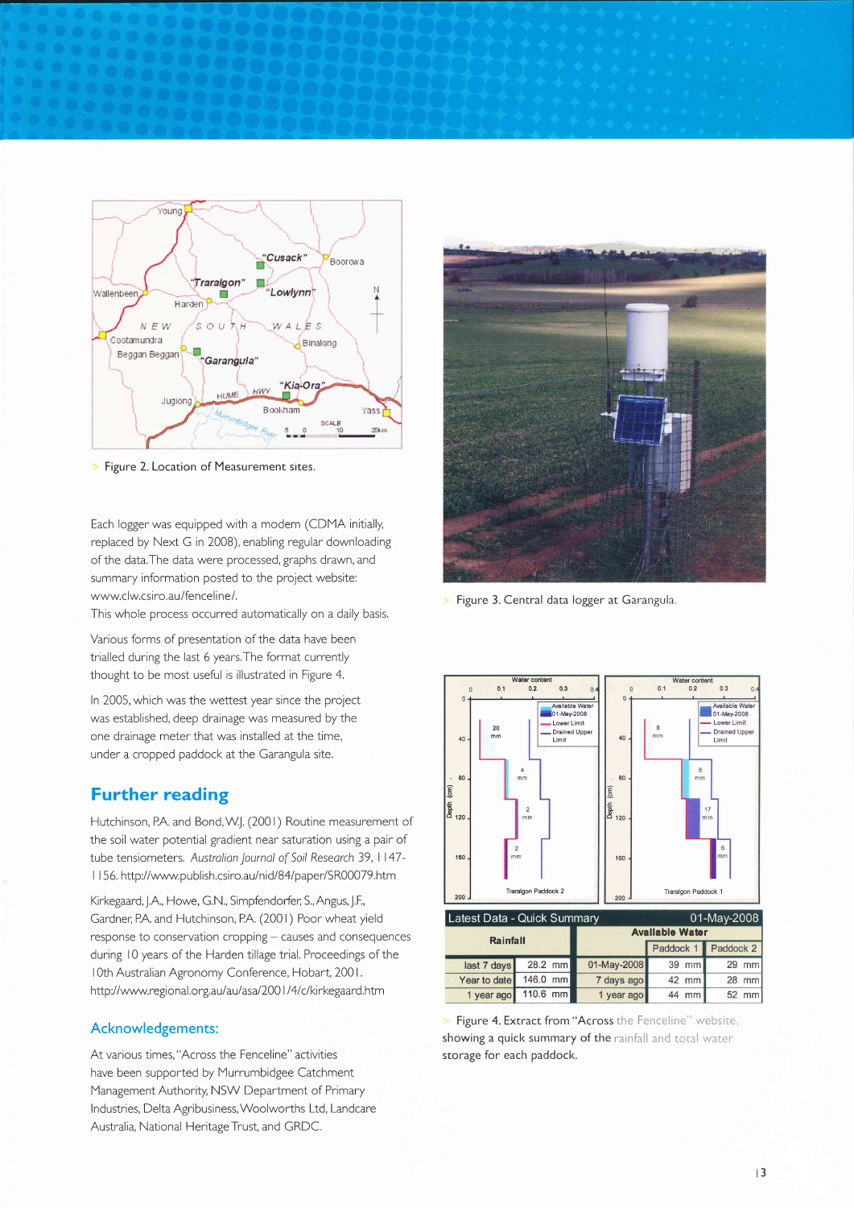Figure 2. Location of Measurement sites.

Each logger was equipped with a modem (CDMA initially, replaced by Next G in 2008), enabling regular downloading of the data. The data were processed, graphs drawn, and summary information posted to the project website: www.clw.csiro.au/fenceline/.
This whole process occurred automatically on a daily basis.

Various forms of presentation of the data have been trialled during the last 6 years. The format currently thought to be most useful is illustrated in Figure 4.

In 2005, which was the wettest year since the project was established, deep drainage was measured by the one drainage meter that was installed at the time, under a cropped paddock at the Garangula site.

## Further reading

Hutchinson, P.A. and Bond, W.J. (2001) Routine measurement of the soil water potential gradient near saturation using a pair of tube tensiometers. *Australian Journal of Soil Research* 39, 1147-1156. http://www.publish.csiro.au/nid/84/paper/SR00079.htm

Kirkegaard, J.A., Howe, G.N., Simpfendorfer, S., Angus, J.F., Gardner, P.A. and Hutchinson, P.A. (2001) Poor wheat yield response to conservation cropping – causes and consequences during 10 years of the Harden tillage trial. Proceedings of the 10th Australian Agronomy Conference, Hobart, 2001. http://www.regional.org.au/au/asa/2001/4/c/kirkegaard.htm

### Acknowledgements:

At various times, "Across the Fenceline" activities have been supported by Murrumbidgee Catchment Management Authority, NSW Department of Primary Industries, Delta Agribusiness, Woolworths Ltd, Landcare Australia, National Heritage Trust, and GRDC.

Figure 3. Central data logger at Garangula.

| Latest Data - Quick Summary | | | | 01-May-2008 |
|---|---|---|---|---|
| Rainfall | | Available Water | | |
| | | | Paddock 1 | Paddock 2 |
| last 7 days | 28.2 mm | 01-May-2008 | 39 mm | 29 mm |
| Year to date | 146.0 mm | 7 days ago | 42 mm | 28 mm |
| 1 year ago | 110.6 mm | 1 year ago | 44 mm | 52 mm |

Figure 4. Extract from "Across the Fenceline" website, showing a quick summary of the rainfall and total water storage for each paddock.